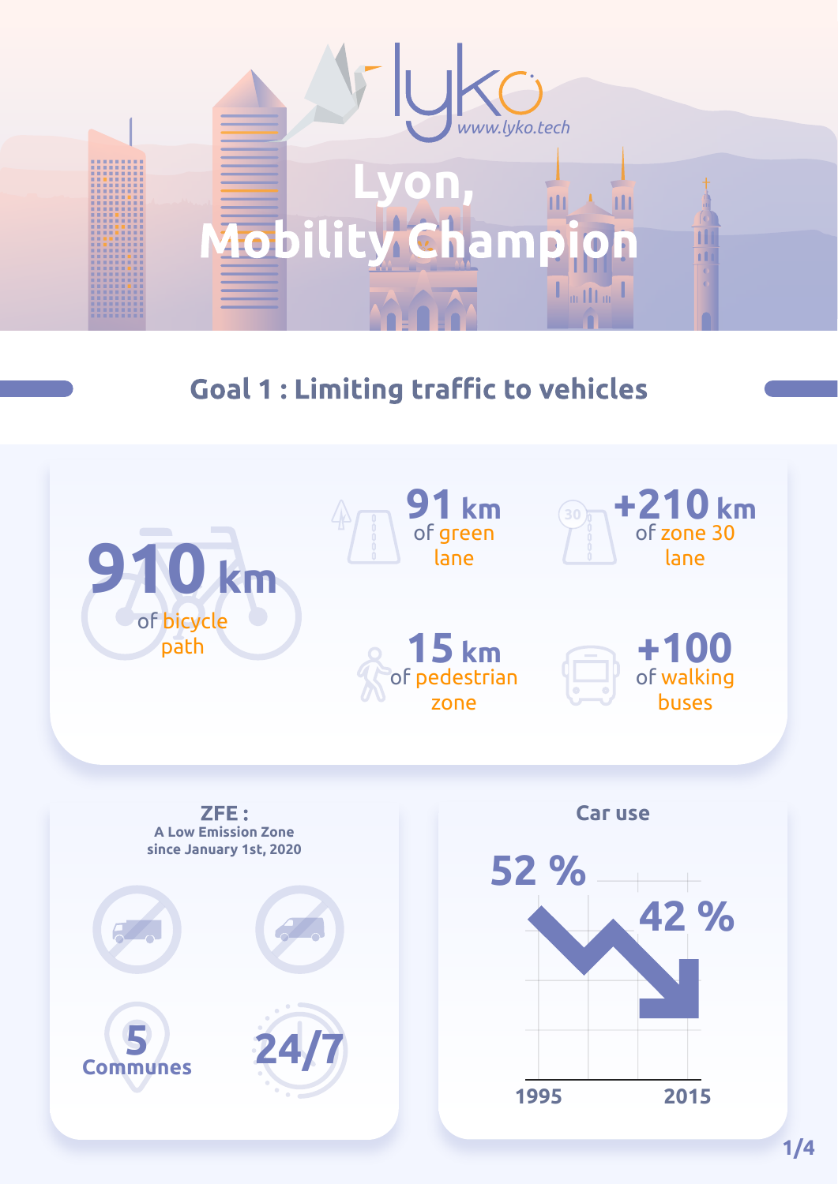lyko
www.lyko.tech

# Lyon, Mobility Champion

## Goal 1 : Limiting traffic to vehicles

**910 km** of bicycle path

**91 km** of green lane

**+210 km** of zone 30 lane

**15 km** of pedestrian zone

**+100** of walking buses

### ZFE : A Low Emission Zone since January 1st, 2020

**5** Communes

**24/7**

### Car use

| 1995 | 2015 |
|---|---|
| 52 % | 42 % |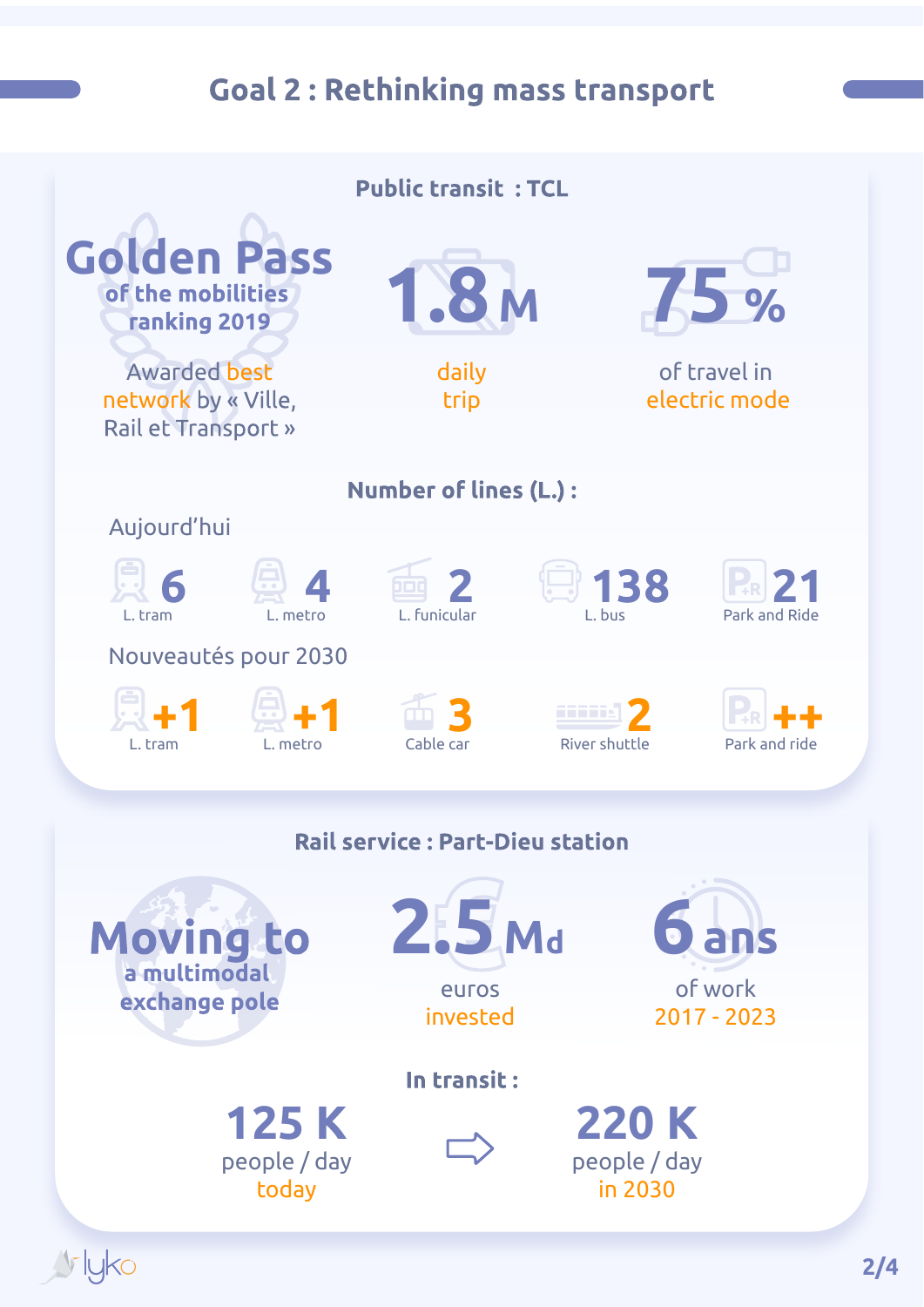# Goal 2 : Rethinking mass transport

## Public transit : TCL

**Golden Pass** of the mobilities ranking 2019

Awarded best network by « Ville, Rail et Transport »

**1.8 M** daily trip

**75 %** of travel in electric mode

### Number of lines (L.) :

Aujourd'hui

| 6 | 4 | 2 | 138 | 21 |
|---|---|---|---|---|
| L. tram | L. metro | L. funicular | L. bus | Park and Ride |

Nouveautés pour 2030

| +1 | +1 | 3 | 2 | ++ |
|---|---|---|---|---|
| L. tram | L. metro | Cable car | River shuttle | Park and ride |

## Rail service : Part-Dieu station

**Moving to** a multimodal exchange pole

**2.5 Md** euros invested

**6 ans** of work 2017 - 2023

### In transit :

**125 K** people / day today → **220 K** people / day in 2030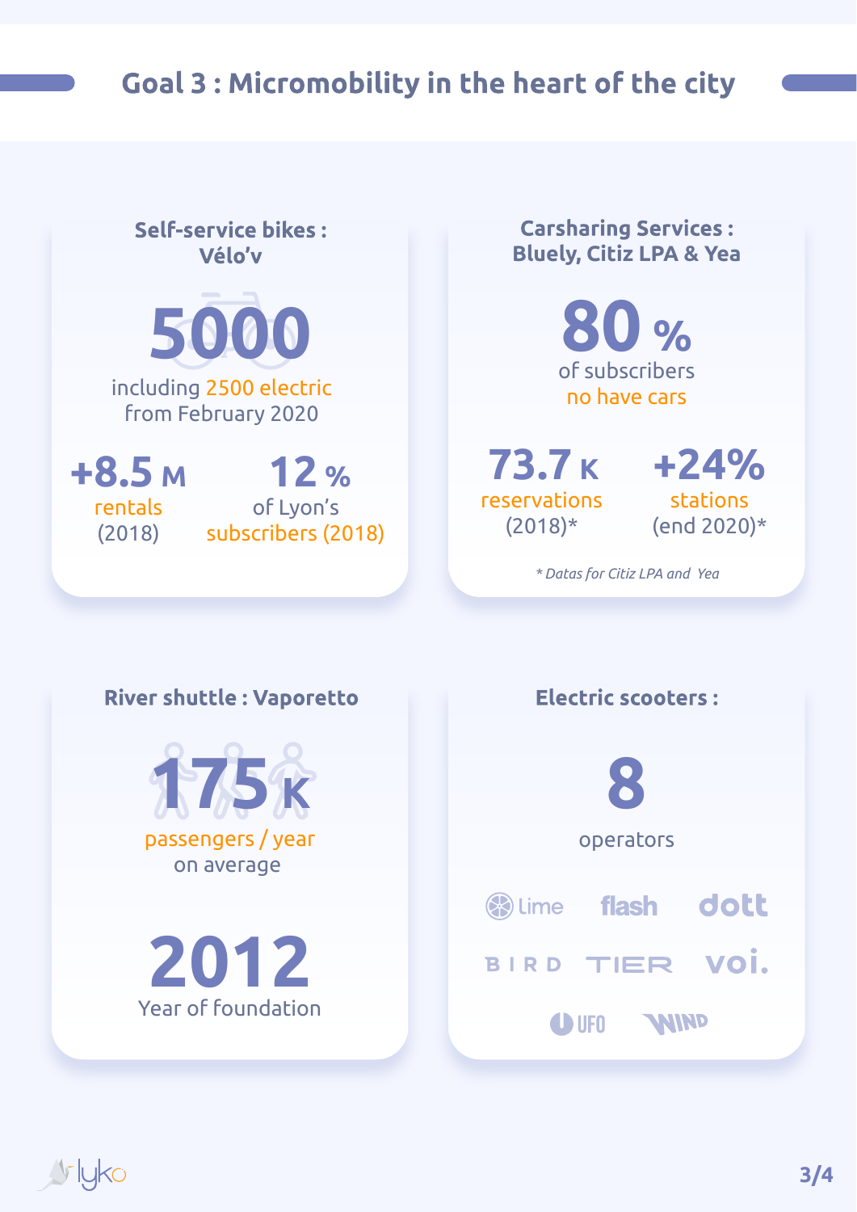# Goal 3 : Micromobility in the heart of the city

## Self-service bikes : Vélo'v

**5000**

including 2500 electric from February 2020

**+8.5 M**
rentals (2018)

**12 %**
of Lyon's subscribers (2018)

## Carsharing Services : Bluely, Citiz LPA & Yea

**80 %**
of subscribers no have cars

**73.7 K**
reservations (2018)*

**+24%**
stations (end 2020)*

*\* Datas for Citiz LPA and Yea*

## River shuttle : Vaporetto

**175 K**
passengers / year on average

**2012**
Year of foundation

## Electric scooters :

**8**
operators

lime, flash, dott, BIRD, TIER, voi., UFO, WIND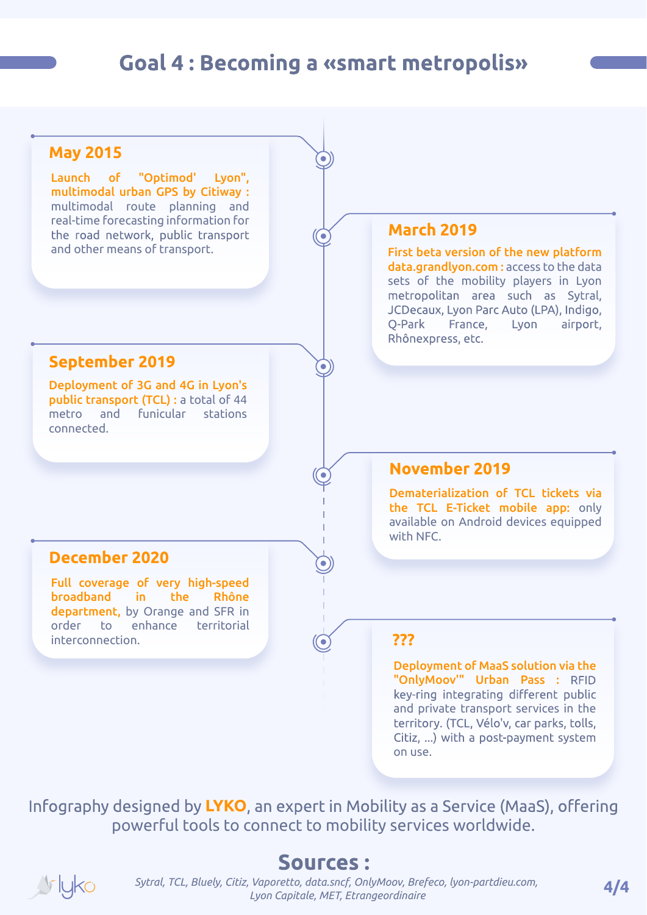# Goal 4 : Becoming a «smart metropolis»

## May 2015

**Launch of "Optimod' Lyon", multimodal urban GPS by Citiway :** multimodal route planning and real-time forecasting information for the road network, public transport and other means of transport.

## March 2019

**First beta version of the new platform data.grandlyon.com :** access to the data sets of the mobility players in Lyon metropolitan area such as Sytral, JCDecaux, Lyon Parc Auto (LPA), Indigo, Q-Park France, Lyon airport, Rhônexpress, etc.

## September 2019

**Deployment of 3G and 4G in Lyon's public transport (TCL) :** a total of 44 metro and funicular stations connected.

## November 2019

**Dematerialization of TCL tickets via the TCL E-Ticket mobile app:** only available on Android devices equipped with NFC.

## December 2020

**Full coverage of very high-speed broadband in the Rhône department,** by Orange and SFR in order to enhance territorial interconnection.

## ???

**Deployment of MaaS solution via the "OnlyMoov'" Urban Pass :** RFID key-ring integrating different public and private transport services in the territory. (TCL, Vélo'v, car parks, tolls, Citiz, ...) with a post-payment system on use.

Infography designed by **LYKO**, an expert in Mobility as a Service (MaaS), offering powerful tools to connect to mobility services worldwide.

## Sources :

*Sytral, TCL, Bluely, Citiz, Vaporetto, data.sncf, OnlyMoov, Brefeco, lyon-partdieu.com, Lyon Capitale, MET, Etrangeordinaire*